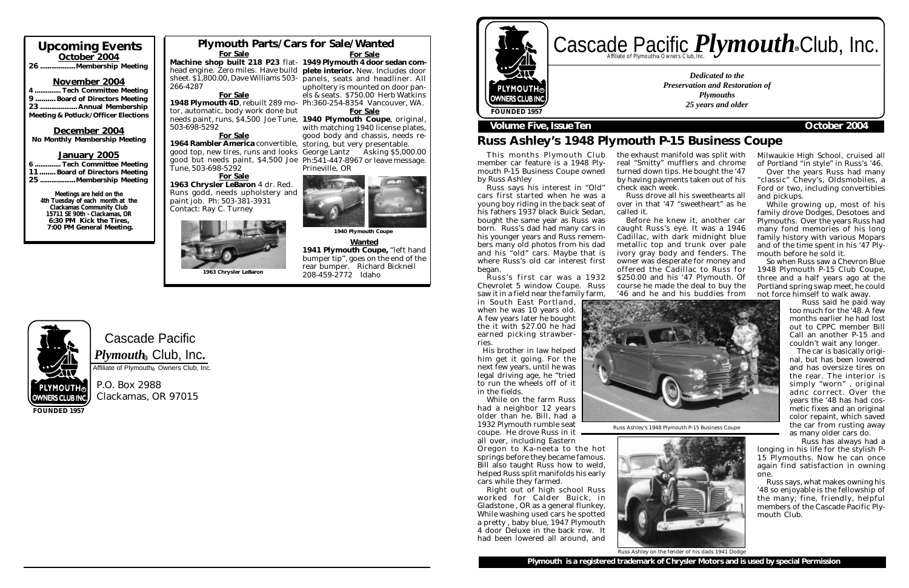# Cascade Pacific *Plymouth*® Club, Inc.

Affiliate of Plymouth® Owners Club, Inc.

FOUNDED 1957

*Dedicated to the Preservation and Restoration of Plymouths 25 years and older*

**Volume Five, Issue Ten** — **October 2004**

## Russ Ashley's 1948 Plymouth P-15 Business Coupe

This months Plymouth Club member car feature is a 1948 Plymouth P-15 Business Coupe owned by Russ Ashley

Russ says his interest in "Old" cars first started when he was a young boy riding in the back seat of his fathers 1937 black Buick Sedan, bought the same year as Russ was born. Russ's dad had many cars in his younger years and Russ remembers many old photos from his dad and his "old" cars. Maybe that is where Russ's old car interest first began.

Russ's first car was a 1932 Chevrolet 5 window Coupe. Russ saw it in a field near the family farm, in South East Portland, when he was 10 years old. A few years later he bought the it with $27.00 he had earned picking strawberries.

His brother in law helped him get it going. For the next few years, until he was legal driving age, he "tried to run the wheels off of it in the fields.

While on the farm Russ had a neighbor 12 years older than he. Bill, had a 1932 Plymouth rumble seat coupe. He drove Russ in it all over, including Eastern Oregon to Ka-neeta to the hot springs before they became famous. Bill also taught Russ how to weld, helped Russ split manifolds his early cars while they farmed.

Right out of high school Russ worked for Calder Buick, in Gladstone , OR as a general flunkey, While washing used cars he spotted a pretty , baby blue, 1947 Plymouth 4 door Deluxe in the back row. It had been lowered all around, and the exhaust manifold was split with real "Smitty" mufflers and chrome turned down tips. He bought the '47 by having payments taken out of his check each week.

Russ drove all his sweethearts all over in that '47 "sweetheart" as he called it.

Before he knew it, another car caught Russ's eye. It was a 1946 Cadillac, with dark midnight blue metallic top and trunk over pale ivory gray body and fenders. The owner was desperate for money and offered the Cadillac to Russ for $250.00 and his '47 Plymouth. Of course he made the deal to buy the '46 and he and his buddies from Milwaukie High School, cruised all of Portland "in style" in Russ's '46.

Over the years Russ had many "classic" Chevy's, Oldsmobiles, a Ford or two, including convertibles and pickups.

While growing up, most of his family drove Dodges, Desotoes and Plymouths. Over the years Russ had many fond memories of his long family history with various Mopars and of the time spent in his '47 Plymouth before he sold it.

So when Russ saw a Chevron Blue 1948 Plymouth P-15 Club Coupe, three and a half years ago at the Portland spring swap meet, he could not force himself to walk away.

Russ said he paid way too much for the '48. A few months earlier he had lost out to CPPC member Bill Call an another P-15 and couldn't wait any longer.

The car is basically original, but has been lowered and has oversize tires on the rear. The interior is simply "worn" , original adnc correct. Over the years the '48 has had cosmetic fixes and an original color repaint, which saved the car from rusting away as many older cars do.

Russ has always had a longing in his life for the stylish P-15 Plymouths. Now he can once again find satisfaction in owning one.

Russ says, what makes owning his '48 so enjoyable is the fellowship of the many; fine, friendly, helpful members of the Cascade Pacific Plymouth Club.

Russ Ashley's 1948 Plymouth P-15 Business Coupe

Russ Ashley on the fender of his dads 1941 Dodge

**Plymouth is a registered trademark of Chrysler Motors and is used by special Permission**

## Upcoming Events

### October 2004
26 ................... Membership Meeting

### November 2004
4 .............. Tech Committee Meeting
9 .......... Board of Directors Meeting
23 ..................... Annual Membership Meeting & Potluck/Officer Elections

### December 2004
No Monthly Membership Meeting

### January 2005
6 .............. Tech Committee Meeting
11 ........ Board of Directors Meeting
25 ................... Membership Meeting

**Meetings are held on the 4th Tuesday of each month at the Clackamas Community Club 15711 SE 90th - Clackamas, OR 6:30 PM Kick the Tires, 7:00 PM General Meeting.**

## Plymouth Parts/Cars for Sale/Wanted

**For Sale**

**Machine shop built 218 P23** flathead engine. Zero miles. Have build sheet. $1,800.00, Dave Williams 503-266-4287

**For Sale**

**1948 Plymouth 4D**, rebuilt 289 motor, automatic, body work done but needs paint, runs, $4,500 Joe Tune, 503-698-5292

**For Sale**

**1964 Rambler America** convertible, good top, new tires, runs and looks good but needs paint, $4,500 Joe Tune, 503-698-5292

**For Sale**

**1963 Chrysler LeBaron** 4 dr. Red. Runs godd, needs upholstery and paint job. Ph: 503-381-3931 Contact: Ray C. Turney

1963 Chrysler LeBaron

**For Sale**

**1949 Plymouth 4 door sedan complete interior.** New. Includes door panels, seats and headliner. All upholtery is mounted on door panels & seats. $750.00 Herb Watkins Ph:360-254-8354 Vancouver, WA.

**For Sale**

**1940 Plymouth Coupe**, original, with matching 1940 license plates, good body and chassis, needs restoring, but very presentable. George Lantz Asking $5,000.00 Ph:541-447-8967 or leave message. Prineville, OR

1940 Plymouth Coupe

**Wanted**

**1941 Plymouth Coupe,** "left hand bumper tip", goes on the end of the rear bumper. Richard Bicknell 208-459-2772 Idaho

Cascade Pacific *Plymouth*® Club, Inc.

Affiliate of Plymouth® Owners Club, Inc.

P.O. Box 2988
Clackamas, OR 97015

FOUNDED 1957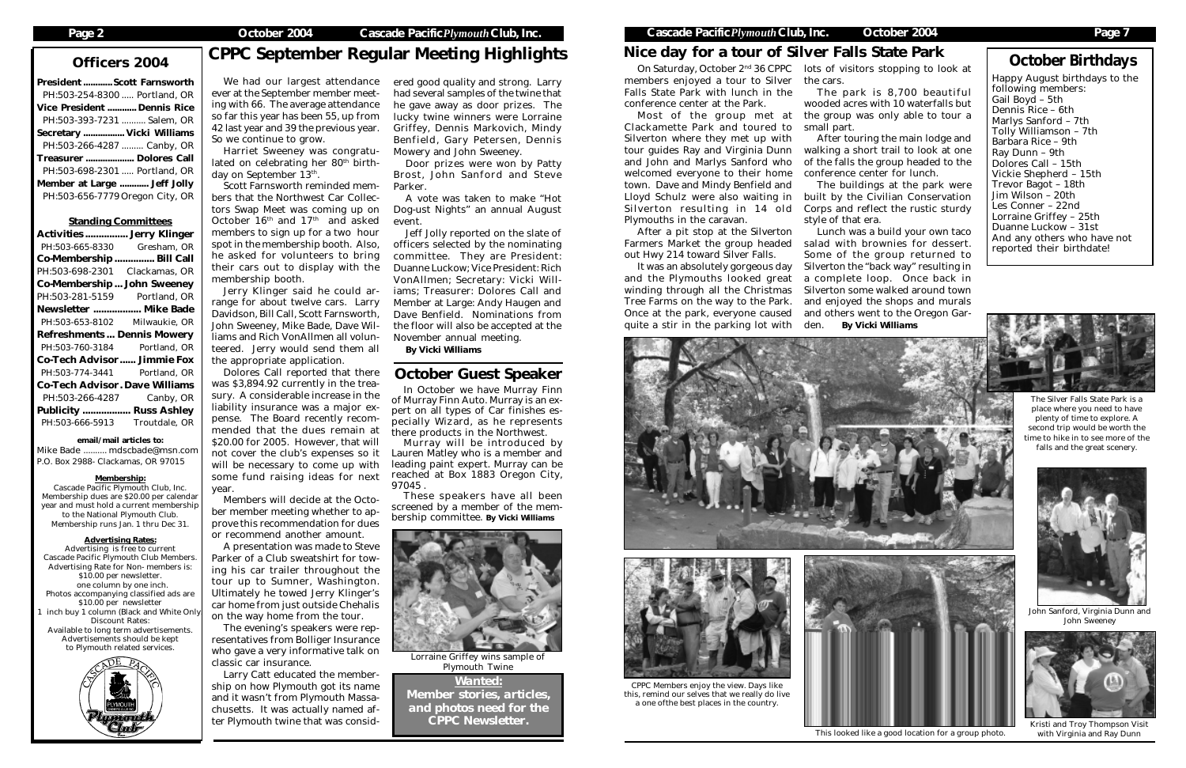## Officers 2004

**President ............ Scott Farnsworth**
PH:503-254-8300 ..... Portland, OR
**Vice President ............ Dennis Rice**
PH:503-393-7231 .......... Salem, OR
**Secretary ................ Vicki Williams**
PH:503-266-4287 ......... Canby, OR
**Treasurer .................... Dolores Call**
PH:503-698-2301 ..... Portland, OR
**Member at Large ............ Jeff Jolly**
PH:503-656-7779 Oregon City, OR

### Standing Committees

**Activities ................ Jerry Klinger**
PH:503-665-8330 Gresham, OR
**Co-Membership ............... Bill Call**
PH:503-698-2301 Clackamas, OR
**Co-Membership ... John Sweeney**
PH:503-281-5159 Portland, OR
**Newsletter .................. Mike Bade**
PH:503-653-8102 Milwaukie, OR
**Refreshments ... Dennis Mowery**
PH:503-760-3184 Portland, OR
**Co-Tech Advisor ...... Jimmie Fox**
PH:503-774-3441 Portland, OR
**Co-Tech Advisor . Dave Williams**
PH:503-266-4287 Canby, OR
**Publicity .................. Russ Ashley**
PH:503-666-5913 Troutdale, OR

**email/mail articles to:**
Mike Bade .......... mdscbade@msn.com
P.O. Box 2988- Clackamas, OR 97015

**Membership:**
Cascade Pacific Plymouth Club, Inc. Membership dues are $20.00 per calendar year and must hold a current membership to the National Plymouth Club. Membership runs Jan. 1 thru Dec 31.

**Advertising Rates:**
Advertising is free to current Cascade Pacific Plymouth Club Members. Advertising Rate for Non- members is: $10.00 per newsletter. one column by one inch. Photos accompanying classified ads are $10.00 per newsletter 1 inch buy 1 column (Black and White Only) Discount Rates: Available to long term advertisements. Advertisements should be kept to Plymouth related services.

## CPPC September Regular Meeting Highlights

We had our largest attendance ever at the September member meeting with 66. The average attendance so far this year has been 55, up from 42 last year and 39 the previous year. So we continue to grow.

Harriet Sweeney was congratulated on celebrating her 80th birthday on September 13th.

Scott Farnsworth reminded members that the Northwest Car Collectors Swap Meet was coming up on October 16th and 17th and asked members to sign up for a two hour spot in the membership booth. Also, he asked for volunteers to bring their cars out to display with the membership booth.

Jerry Klinger said he could arrange for about twelve cars. Larry Davidson, Bill Call, Scott Farnsworth, John Sweeney, Mike Bade, Dave Williams and Rich VonAllmen all volunteered. Jerry would send them all the appropriate application.

Dolores Call reported that there was $3,894.92 currently in the treasury. A considerable increase in the liability insurance was a major expense. The Board recently recommended that the dues remain at $20.00 for 2005. However, that will not cover the club's expenses so it will be necessary to come up with some fund raising ideas for next year.

Members will decide at the October member meeting whether to approve this recommendation for dues or recommend another amount.

A presentation was made to Steve Parker of a Club sweatshirt for towing his car trailer throughout the tour up to Sumner, Washington. Ultimately he towed Jerry Klinger's car home from just outside Chehalis on the way home from the tour.

The evening's speakers were representatives from Bolliger Insurance who gave a very informative talk on classic car insurance.

Larry Catt educated the membership on how Plymouth got its name and it wasn't from Plymouth Massachusetts. It was actually named after Plymouth twine that was considered good quality and strong. Larry had several samples of the twine that he gave away as door prizes. The lucky twine winners were Lorraine Griffey, Dennis Markovich, Mindy Benfield, Gary Petersen, Dennis Mowery and John Sweeney.

Door prizes were won by Patty Brost, John Sanford and Steve Parker.

A vote was taken to make "Hot Dog-ust Nights" an annual August event.

Jeff Jolly reported on the slate of officers selected by the nominating committee. They are President: Duanne Luckow; Vice President: Rich VonAllmen; Secretary: Vicki Williams; Treasurer: Dolores Call and Member at Large: Andy Haugen and Dave Benfield. Nominations from the floor will also be accepted at the November annual meeting.

**By Vicki Williams**

## October Guest Speaker

In October we have Murray Finn of Murray Finn Auto. Murray is an expert on all types of Car finishes especially Wizard, as he represents there products in the Northwest.

Murray will be introduced by Lauren Matley who is a member and leading paint expert. Murray can be reached at Box 1883 Oregon City, 97045 .

These speakers have all been screened by a member of the membership committee. **By Vicki Williams**

Lorraine Griffey wins sample of Plymouth Twine

**Wanted:**
**Member stories, articles, and photos need for the CPPC Newsletter.**

## Nice day for a tour of Silver Falls State Park

On Saturday, October 2nd 36 CPPC members enjoyed a tour to Silver Falls State Park with lunch in the conference center at the Park.

Most of the group met at Clackamette Park and toured to Silverton where they met up with tour guides Ray and Virginia Dunn and John and Marlys Sanford who welcomed everyone to their home town. Dave and Mindy Benfield and Lloyd Schulz were also waiting in Silverton resulting in 14 old Plymouths in the caravan.

After a pit stop at the Silverton Farmers Market the group headed out Hwy 214 toward Silver Falls.

It was an absolutely gorgeous day and the Plymouths looked great winding through all the Christmas Tree Farms on the way to the Park. Once at the park, everyone caused quite a stir in the parking lot with lots of visitors stopping to look at the cars.

The park is 8,700 beautiful wooded acres with 10 waterfalls but the group was only able to tour a small part.

After touring the main lodge and walking a short trail to look at one of the falls the group headed to the conference center for lunch.

The buildings at the park were built by the Civilian Conservation Corps and reflect the rustic sturdy style of that era.

Lunch was a build your own taco salad with brownies for dessert. Some of the group returned to Silverton the "back way" resulting in a complete loop. Once back in Silverton some walked around town and enjoyed the shops and murals and others went to the Oregon Garden. **By Vicki Williams**

CPPC Members enjoy the view. Days like this, remind our selves that we really do live a one ofthe best places in the country.

This looked like a good location for a group photo.

## October Birthdays

Happy August birthdays to the following members:
Gail Boyd – 5th
Dennis Rice – 6th
Marlys Sanford – 7th
Tolly Williamson – 7th
Barbara Rice – 9th
Ray Dunn – 9th
Dolores Call – 15th
Vickie Shepherd – 15th
Trevor Bagot – 18th
Jim Wilson – 20th
Les Conner – 22nd
Lorraine Griffey – 25th
Duanne Luckow – 31st
And any others who have not reported their birthdate!

The Silver Falls State Park is a place where you need to have plenty of time to explore. A second trip would be worth the time to hike in to see more of the falls and the great scenery.

John Sanford, Virginia Dunn and John Sweeney

Kristi and Troy Thompson Visit with Virginia and Ray Dunn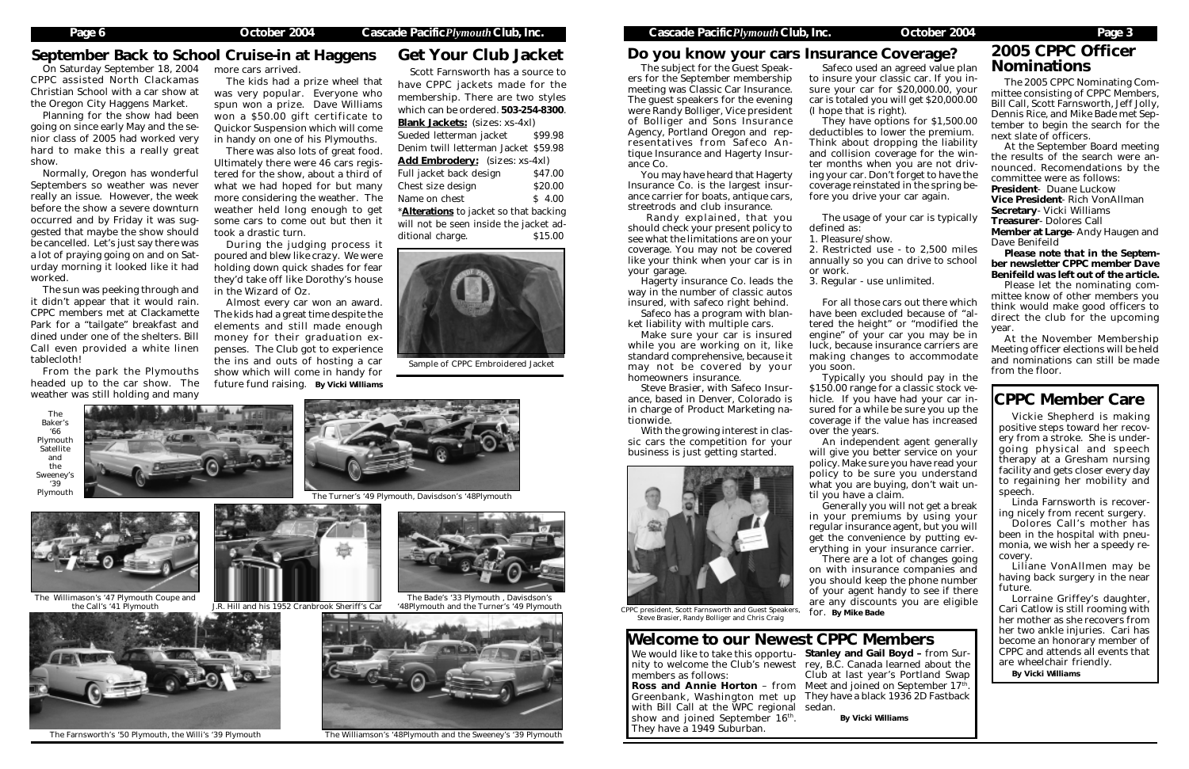## September Back to School Cruise-in at Haggens

On Saturday September 18, 2004 CPPC assisted North Clackamas Christian School with a car show at the Oregon City Haggens Market.

Planning for the show had been going on since early May and the senior class of 2005 had worked very hard to make this a really great show.

Normally, Oregon has wonderful Septembers so weather was never really an issue. However, the week before the show a severe downturn occurred and by Friday it was suggested that maybe the show should be cancelled. Let's just say there was a lot of praying going on and on Saturday morning it looked like it had worked.

The sun was peeking through and it didn't appear that it would rain. CPPC members met at Clackamette Park for a "tailgate" breakfast and dined under one of the shelters. Bill Call even provided a white linen tablecloth!

From the park the Plymouths headed up to the car show. The weather was still holding and many more cars arrived.

The kids had a prize wheel that was very popular. Everyone who spun won a prize. Dave Williams won a $50.00 gift certificate to Quickor Suspension which will come in handy on one of his Plymouths.

There was also lots of great food. Ultimately there were 46 cars registered for the show, about a third of what we had hoped for but many more considering the weather. The weather held long enough to get some cars to come out but then it took a drastic turn.

During the judging process it poured and blew like crazy. We were holding down quick shades for fear they'd take off like Dorothy's house in the Wizard of Oz.

Almost every car won an award. The kids had a great time despite the elements and still made enough money for their graduation expenses. The Club got to experience the ins and outs of hosting a car show which will come in handy for future fund raising. **By Vicki Williams**

The Baker's '66 Plymouth Satellite and the Sweeney's '39 Plymouth

The Turner's '49 Plymouth, Davidsson's '48Plymouth

The Willimason's '47 Plymouth Coupe and the Call's '41 Plymouth

J.R. Hill and his 1952 Cranbrook Sheriff's Car

The Bade's '33 Plymouth , Davidsson's '48Plymouth and the Turner's '49 Plymouth

The Farnsworth's '50 Plymouth, the Willi's '39 Plymouth

The Williamson's '48Plymouth and the Sweeney's '39 Plymouth

## Get Your Club Jacket

Scott Farnsworth has a source to have CPPC jackets made for the membership. There are two styles which can be ordered. **503-254-8300**.

**Blank Jackets:** (sizes: xs-4xl)

| Item | Price |
|---|---|
| Sueded letterman jacket | $99.98 |
| Denim twill letterman Jacket | $59.98 |

**Add Embrodery:** (sizes: xs-4xl)

| Item | Price |
|---|---|
| Full jacket back design | $47.00 |
| Chest size design | $20.00 |
| Name on chest | $ 4.00 |

***Alterations** to jacket so that backing will not be seen inside the jacket additional charge. $15.00

Sample of CPPC Embroidered Jacket

## Do you know your cars Insurance Coverage?

The subject for the Guest Speakers for the September membership meeting was Classic Car Insurance. The guest speakers for the evening were Randy Bolliger, Vice president of Bolliger and Sons Insurance Agency, Portland Oregon and representatives from Safeco Antique Insurance and Hagerty Insurance Co.

You may have heard that Hagerty Insurance Co. is the largest insurance carrier for boats, antique cars, streetrods and club insurance.

Randy explained, that you should check your present policy to see what the limitations are on your coverage. You may not be covered like your think when your car is in your garage.

Hagerty insurance Co. leads the way in the number of classic autos insured, with safeco right behind.

Safeco has a program with blanket liability with multiple cars.

Make sure your car is insured while you are working on it, like standard comprehensive, because it may not be covered by your homeowners insurance.

Steve Brasier, with Safeco Insurance, based in Denver, Colorado is in charge of Product Marketing nationwide.

With the growing interest in classic cars the competition for your business is just getting started.

CPPC president, Scott Farnsworth and Guest Speakers, Steve Brasier, Randy Bolliger and Chris Craig

Safeco used an agreed value plan to insure your classic car. If you insure your car for $20,000.00, your car is totaled you will get $20,000.00 (I hope that is right).

They have options for $1,500.00 deductibles to lower the premium. Think about dropping the liability and collision coverage for the winter months when you are not driving your car. Don't forget to have the coverage reinstated in the spring before you drive your car again.

The usage of your car is typically defined as:

1. Pleasure/show.
2. Restricted use - to 2,500 miles annually so you can drive to school or work.
3. Regular - use unlimited.

For all those cars out there which have been excluded because of "altered the height" or "modified the engine" of your car you may be in luck, because insurance carriers are making changes to accommodate you soon.

Typically you should pay in the $150.00 range for a classic stock vehicle. If you have had your car insured for a while be sure you up the coverage if the value has increased over the years.

An independent agent generally will give you better service on your policy. Make sure you have read your policy to be sure you understand what you are buying, don't wait until you have a claim.

Generally you will not get a break in your premiums by using your regular insurance agent, but you will get the convenience by putting everything in your insurance carrier.

There are a lot of changes going on with insurance companies and you should keep the phone number of your agent handy to see if there are any discounts you are eligible for. **By Mike Bade**

## Welcome to our Newest CPPC Members

We would like to take this opportunity to welcome the Club's newest members as follows:

**Ross and Annie Horton** – from Greenbank, Washington met up with Bill Call at the WPC regional show and joined September 16th. They have a 1949 Suburban.

**Stanley and Gail Boyd –** from Surrey, B.C. Canada learned about the Club at last year's Portland Swap Meet and joined on September 17th. They have a black 1936 2D Fastback sedan.

**By Vicki Williams**

## 2005 CPPC Officer Nominations

The 2005 CPPC Nominating Committee consisting of CPPC Members, Bill Call, Scott Farnsworth, Jeff Jolly, Dennis Rice, and Mike Bade met September to begin the search for the next slate of officers.

At the September Board meeting the results of the search were announced. Recomendations by the committee were as follows:

**President**- Duane Luckow
**Vice President**- Rich VonAllman
**Secretary**- Vicki Williams
**Treasurer**- Dolores Call
**Member at Large**- Andy Haugen and Dave Benifeild

***Please note that in the September newsletter CPPC member Dave Benifeild was left out of the article.***

Please let the nominating committee know of other members you think would make good officers to direct the club for the upcoming year.

At the November Membership Meeting officer elections will be held and nominations can still be made from the floor.

## CPPC Member Care

Vickie Shepherd is making positive steps toward her recovery from a stroke. She is undergoing physical and speech therapy at a Gresham nursing facility and gets closer every day to regaining her mobility and speech.

Linda Farnsworth is recovering nicely from recent surgery.

Dolores Call's mother has been in the hospital with pneumonia, we wish her a speedy recovery.

Liliane VonAllmen may be having back surgery in the near future.

Lorraine Griffey's daughter, Cari Catlow is still rooming with her mother as she recovers from her two ankle injuries. Cari has become an honorary member of CPPC and attends all events that are wheelchair friendly.

**By Vicki Williams**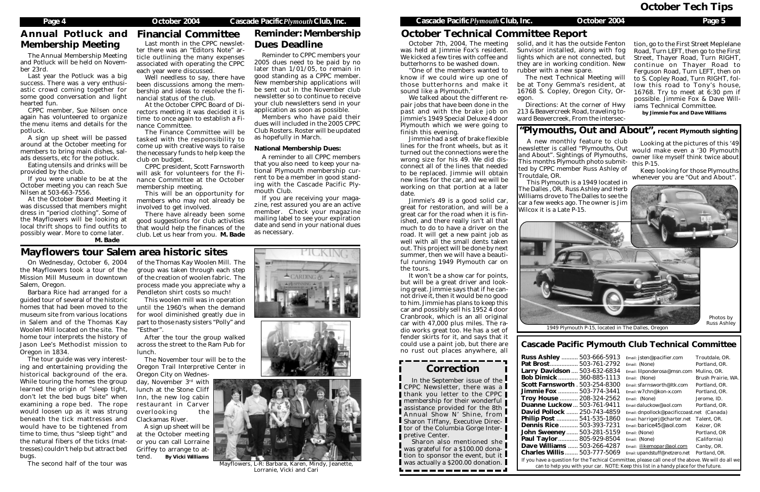# October Tech Tips

## Annual Potluck and Membership Meeting

The Annual Membership Meeting and Potluck will be held on November 23rd.

Last year the Potluck was a big success. There was a very enthusiastic crowd coming together for some good conversation and light hearted fun.

CPPC member, Sue Nilsen once again has volunteered to organize the menu items and details for the potluck.

A sign up sheet will be passed around at the October meeting for members to bring main dishes, salads desserts, etc for the potluck.

Eating utensils and drinks will be provided by the club.

If you were unable to be at the October meeting you can reach Sue Nilsen at 503-663-7556.

At the October Board Meeting it was discussed that members might dress in "period clothing". Some of the Mayflowers will be looking at local thrift shops to find outfits to possibly wear. More to come later.

**M. Bade**

## Financial Committee

Last month in the CPPC newsletter there was an "Editors Note" article outlining the many expenses associated with operating the CPPC each year were discussed.

Well needless to say, there have been discussions among the membership and ideas to resolve the financial status of the club.

At the October CPPC Board of Directors meeting it was decided it is time to once again to establish a Finance Committee.

The Finance Committee will be tasked with the responsibility to come up with creative ways to raise the necessary funds to help keep the club on budget.

CPPC president, Scott Farnsworth will ask for volunteers for the Finance Committee at the October membership meeting.

This will be an opportunity for members who may not already be involved to get involved.

There have already been some good suggestions for club activities that would help the finances of the club. Let us hear from you. **M. Bade**

## Reminder: Membership Dues Deadline

Reminder to CPPC members your 2005 dues need to be paid by no later than 1/01/05, to remain in good standing as a CPPC member. New membership applications will be sent out in the November club newsletter so to continue to receive your club newsletters send in your application as soon as possible.

Members who have paid their dues will included in the 2005 CPPC Club Rosters. Roster will be updated as hopefully in March.

**National Membership Dues:**

A reminder to all CPPC members that you also need to keep your national Plymouth membership current to be a member in good standing with the Cascade Pacific Plymouth Club.

If you are receiving your magazine, rest assured you are an active member. Check your magazine mailing label to see your expiration date and send in your national dues as necessary.

## Mayflowers tour Salem area historic sites

On Wednesday, October 6, 2004 the Mayflowers took a tour of the Mission Mill Museum in downtown Salem, Oregon.

Barbara Rice had arranged for a guided tour of several of the historic homes that had been moved to the museum site from various locations in Salem and of the Thomas Kay Woolen Mill located on the site. The home tour interprets the history of Jason Lee's Methodist mission to Oregon in 1834.

The tour guide was very interesting and entertaining providing the historical background of the era. While touring the homes the group learned the origin of "sleep tight, don't let the bed bugs bite" when examining a rope bed. The rope would loosen up as it was strung beneath the tick mattresses and would have to be tightened from time to time, thus "sleep tight" and the natural fibers of the ticks (mattresses) couldn't help but attract bed bugs.

The second half of the tour was of the Thomas Kay Woolen Mill. The group was taken through each step of the creation of woolen fabric. The process made you appreciate why a Pendleton shirt costs so much!

This woolen mill was in operation until the 1960's when the demand for wool diminished greatly due in part to those nasty sisters "Polly" and "Esther".

After the tour the group walked across the street to the Ram Pub for lunch.

The November tour will be to the Oregon Trail Interpretive Center in Oregon City on Wednesday, November 3rd with lunch at the Stone Cliff Inn, the new log cabin restaurant in Carver overlooking the Clackamas River.

A sign up sheet will be at the October meeting or you can call Lorraine Griffey to arrange to attend. **By Vicki Williams**

Mayflowers, L-R: Barbara, Karen, Mindy, Jeanette, Lorranie, Vicki and Cari

## October Technical Committee Report

October 7th, 2004, The meeting was held at Jimmie Fox's resident. We kicked a few tires with coffee and butterhorns to be washed down.

"One of the members wanted to know if we could wire up one of those butterhorns and make it sound like a Plymouth."

We talked about the different repair jobs that have been done in the past and with the brake job on Jimmie's 1949 Special Deluxe 4 door Plymouth which we were going to finish this evening.

Jimmie had a set of brake flexible lines for the front wheels, but as it turned out the connections were the wrong size for his 49. We did disconnect all of the lines that needed to be replaced. Jimmie will obtain new lines for the car, and we will be working on that portion at a later date.

Jimmie's 49 is a good solid car, great for restoration, and will be a great car for the road when it is finished, and there really isn't all that much to do to have a driver on the road. It will get a new paint job as well with all the small dents taken out. This project will be done by next summer, then we will have a beautiful running 1949 Plymouth car on the tours.

It won't be a show car for points, but will be a great driver and looking great. Jimmie says that if he cannot drive it, then it would be no good to him. Jimmie has plans to keep this car and possibly sell his 1952 4 door Cranbrook, which is an all original car with 47,000 plus miles. The radio works great too. He has a set of fender skirts for it, and says that it could use a paint job, but there are no rust out places anywhere, all solid, and it has the outside Fenton Sunvisor installed, along with fog lights which are not connected, but they are in working condition. New rubber with a new spare.

The next Technical Meeting will be at Tony Gemma's resident, at 16768 S. Copley, Oregon City, Oregon.

Directions: At the corner of Hwy 213 & Beavercreek Road, traveling toward Beavercreek, From the intersection, go to the First Street Meplelane Road, Turn LEFT, then go to the First Street, Thayer Road, Turn RIGHT, continue on Thayer Road to Ferguson Road, Turn LEFT, then on to S. Copley Road, Turn RIGHT, follow this road to Tony's house, 16768. Try to meet at 6:30 pm if possible. Jimmie Fox & Dave Williams Technical Committee.

**by Jimmie Fox and Dave Williams**

## Correction

In the September issue of the CPPC Newsletter, there was a thank you letter to the CPPC membership for their wonderful assistance provided for the 8th Annual Show N' Shine, from Sharon Tiffany, Executive Director of the Columbia Gorge Interpretive Center.

Sharon also mentioned she was grateful for a $100.00 donation to sponsor the event, but it was actually a $200.00 donation.

## "Plymouths, Out and About", recent Plymouth sighting

A new monthly feature to club newsletter is called "Plymouths, Out and About". Sightings of Plymouths, This months Plymouth photo submitted by CPPC member Russ Ashley of Troutdale, OR.

This Plymouth is a 1949 located in The Dalles, OR. Russ Ashley and Herb Williams drove to The Dalles to see the car a few weeks ago. The owner is Jim Wilcox it is a Late P-15.

Looking at the pictures of this '49 would make even a '30 Plymouth owner like myself think twice about this P-15.

Keep looking for those Plymouths whenever you are "Out and About".

1949 Plymouth P-15, located in The Dalles, Oregon

Photos by Russ Ashley

## Cascade Pacific Plymouth Club Technical Committee

| | | | |
|---|---|---|---|
| **Russ Ashley** | 503-666-5913 | Email: jsten@pacifier.com | Troutdale, OR. |
| **Pat Brost** | 503-761-2792 | Email: (None) | Portland, OR. |
| **Larry Davidson** | 503-632-6834 | Email: lilponderosa@msn.com | Mulino, OR. |
| **Bob Dimick** | 360-885-1113 | Email: (None) | Brush Prairie, WA. |
| **Scott Farnsworth** | 503-254-8300 | Email: sfarnsworth@ltk.com | Portland, OR. |
| **Jimmie Fox** | 503-774-3441 | Email: w7chn@kon-x.com | Portland, OR. |
| **Troy House** | 208-324-2562 | Email: (None) | Jerome, ID. |
| **Duanne Luckow** | 503-761-9411 | Email: daluckow@aol.com | Portland, OR. |
| **David Pollock** | 250-743-4859 | Email: dnpollock@pacificcoast.net | (Canada) |
| **Philip Post** | 541-535-1860 | Email: harrigerj@charter.net | Talent, OR. |
| **Dennis Rice** | 503-393-7231 | Email: barice45@aol.com | Keizer, OR |
| **John Sweeney** | 503-281-5159 | Email: (None) | Portland, OR |
| **Paul Taylor** | 805-929-8504 | Email: (None) | (California) |
| **Dave Williams** | 503-266-4287 | Email: ilikemopar@aol.com | Canby, OR. |
| **Charles Willis** | 503-777-5069 | Email: upandstuff@netzero.net | Portland, OR. |

If you have a question for the Techical Committee, please call one of the above. We will do all we can to help you with your car. NOTE: Keep this list in a handy place for the future.